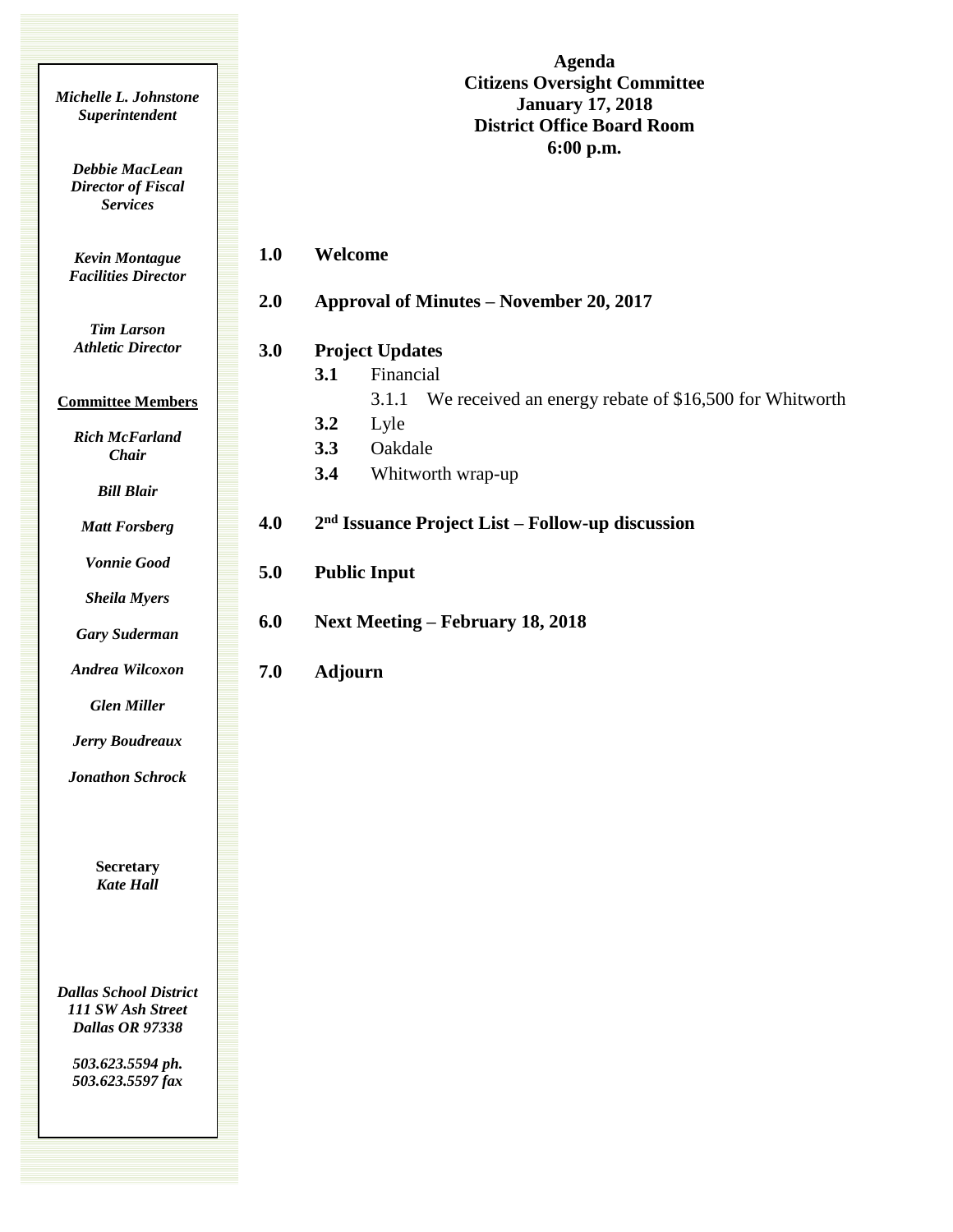*Michelle L. Johnstone*
*Superintendent*

*Debbie MacLean*
*Director of Fiscal Services*

*Kevin Montague*
*Facilities Director*

*Tim Larson*
*Athletic Director*

**Committee Members**

*Rich McFarland*
*Chair*

*Bill Blair*

*Matt Forsberg*

*Vonnie Good*

*Sheila Myers*

*Gary Suderman*

*Andrea Wilcoxon*

*Glen Miller*

*Jerry Boudreaux*

*Jonathon Schrock*

**Secretary**
*Kate Hall*

*Dallas School District*
*111 SW Ash Street*
*Dallas OR 97338*

*503.623.5594 ph.*
*503.623.5597 fax*

**Agenda**
**Citizens Oversight Committee**
**January 17, 2018**
**District Office Board Room**
**6:00 p.m.**

**1.0 Welcome**

**2.0 Approval of Minutes – November 20, 2017**

**3.0 Project Updates**

- **3.1** Financial
  - 3.1.1 We received an energy rebate of $16,500 for Whitworth
- **3.2** Lyle
- **3.3** Oakdale
- **3.4** Whitworth wrap-up

**4.0 2nd Issuance Project List – Follow-up discussion**

**5.0 Public Input**

**6.0 Next Meeting – February 18, 2018**

**7.0 Adjourn**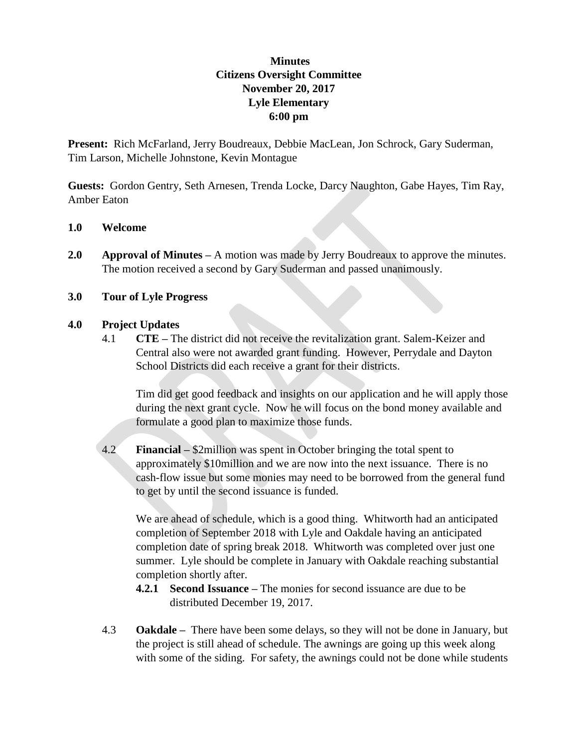**Minutes**
**Citizens Oversight Committee**
**November 20, 2017**
**Lyle Elementary**
**6:00 pm**

**Present:** Rich McFarland, Jerry Boudreaux, Debbie MacLean, Jon Schrock, Gary Suderman, Tim Larson, Michelle Johnstone, Kevin Montague

**Guests:** Gordon Gentry, Seth Arnesen, Trenda Locke, Darcy Naughton, Gabe Hayes, Tim Ray, Amber Eaton

**1.0 Welcome**

**2.0 Approval of Minutes –** A motion was made by Jerry Boudreaux to approve the minutes. The motion received a second by Gary Suderman and passed unanimously.

**3.0 Tour of Lyle Progress**

**4.0 Project Updates**

4.1 **CTE –** The district did not receive the revitalization grant. Salem-Keizer and Central also were not awarded grant funding. However, Perrydale and Dayton School Districts did each receive a grant for their districts.

Tim did get good feedback and insights on our application and he will apply those during the next grant cycle. Now he will focus on the bond money available and formulate a good plan to maximize those funds.

4.2 **Financial –** $2million was spent in October bringing the total spent to approximately $10million and we are now into the next issuance. There is no cash-flow issue but some monies may need to be borrowed from the general fund to get by until the second issuance is funded.

We are ahead of schedule, which is a good thing. Whitworth had an anticipated completion of September 2018 with Lyle and Oakdale having an anticipated completion date of spring break 2018. Whitworth was completed over just one summer. Lyle should be complete in January with Oakdale reaching substantial completion shortly after.

**4.2.1 Second Issuance –** The monies for second issuance are due to be distributed December 19, 2017.

4.3 **Oakdale –** There have been some delays, so they will not be done in January, but the project is still ahead of schedule. The awnings are going up this week along with some of the siding. For safety, the awnings could not be done while students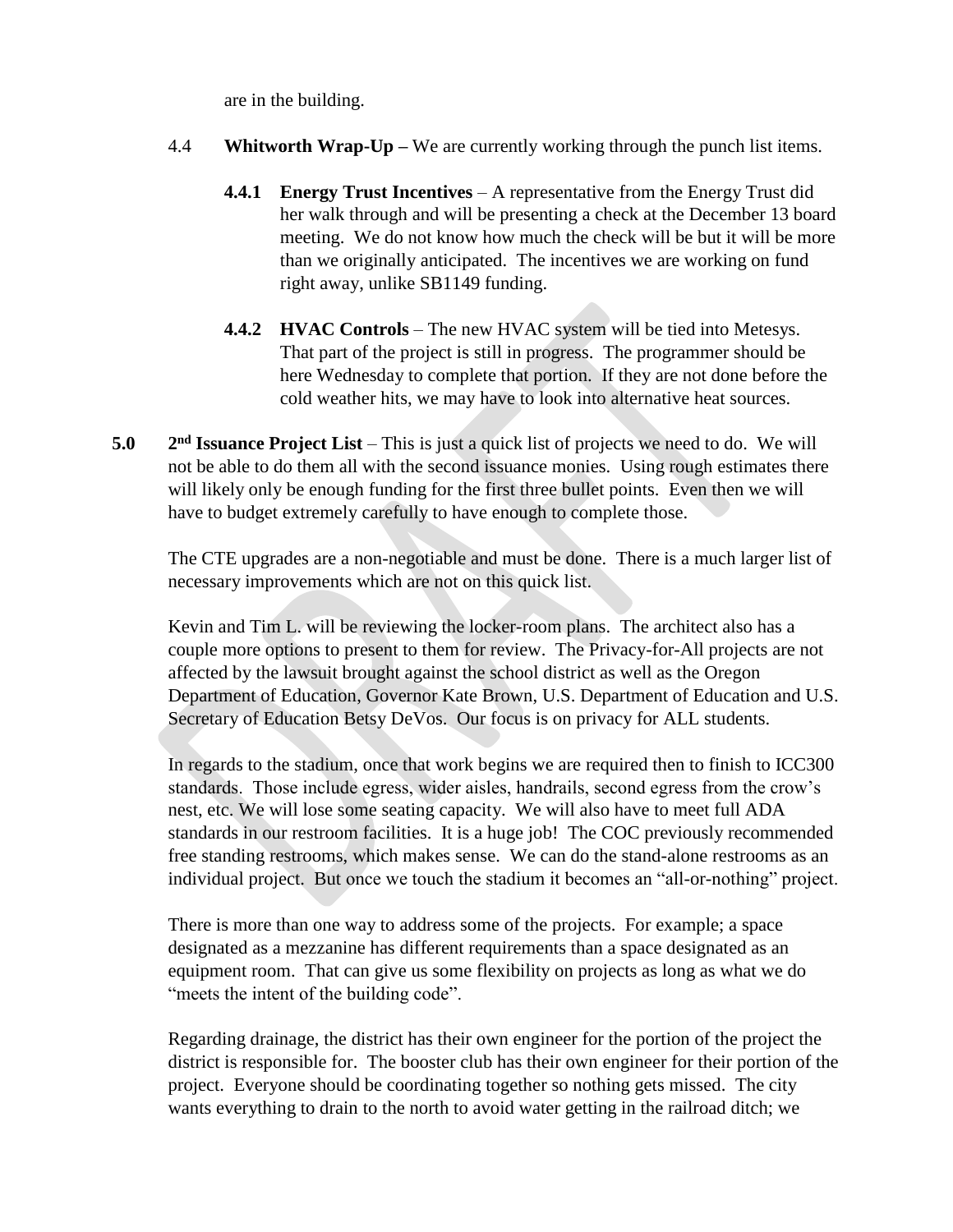are in the building.

4.4 **Whitworth Wrap-Up –** We are currently working through the punch list items.

**4.4.1 Energy Trust Incentives** – A representative from the Energy Trust did her walk through and will be presenting a check at the December 13 board meeting. We do not know how much the check will be but it will be more than we originally anticipated. The incentives we are working on fund right away, unlike SB1149 funding.

**4.4.2 HVAC Controls** – The new HVAC system will be tied into Metesys. That part of the project is still in progress. The programmer should be here Wednesday to complete that portion. If they are not done before the cold weather hits, we may have to look into alternative heat sources.

**5.0 2nd Issuance Project List** – This is just a quick list of projects we need to do. We will not be able to do them all with the second issuance monies. Using rough estimates there will likely only be enough funding for the first three bullet points. Even then we will have to budget extremely carefully to have enough to complete those.

The CTE upgrades are a non-negotiable and must be done. There is a much larger list of necessary improvements which are not on this quick list.

Kevin and Tim L. will be reviewing the locker-room plans. The architect also has a couple more options to present to them for review. The Privacy-for-All projects are not affected by the lawsuit brought against the school district as well as the Oregon Department of Education, Governor Kate Brown, U.S. Department of Education and U.S. Secretary of Education Betsy DeVos. Our focus is on privacy for ALL students.

In regards to the stadium, once that work begins we are required then to finish to ICC300 standards. Those include egress, wider aisles, handrails, second egress from the crow's nest, etc. We will lose some seating capacity. We will also have to meet full ADA standards in our restroom facilities. It is a huge job! The COC previously recommended free standing restrooms, which makes sense. We can do the stand-alone restrooms as an individual project. But once we touch the stadium it becomes an "all-or-nothing" project.

There is more than one way to address some of the projects. For example; a space designated as a mezzanine has different requirements than a space designated as an equipment room. That can give us some flexibility on projects as long as what we do "meets the intent of the building code".

Regarding drainage, the district has their own engineer for the portion of the project the district is responsible for. The booster club has their own engineer for their portion of the project. Everyone should be coordinating together so nothing gets missed. The city wants everything to drain to the north to avoid water getting in the railroad ditch; we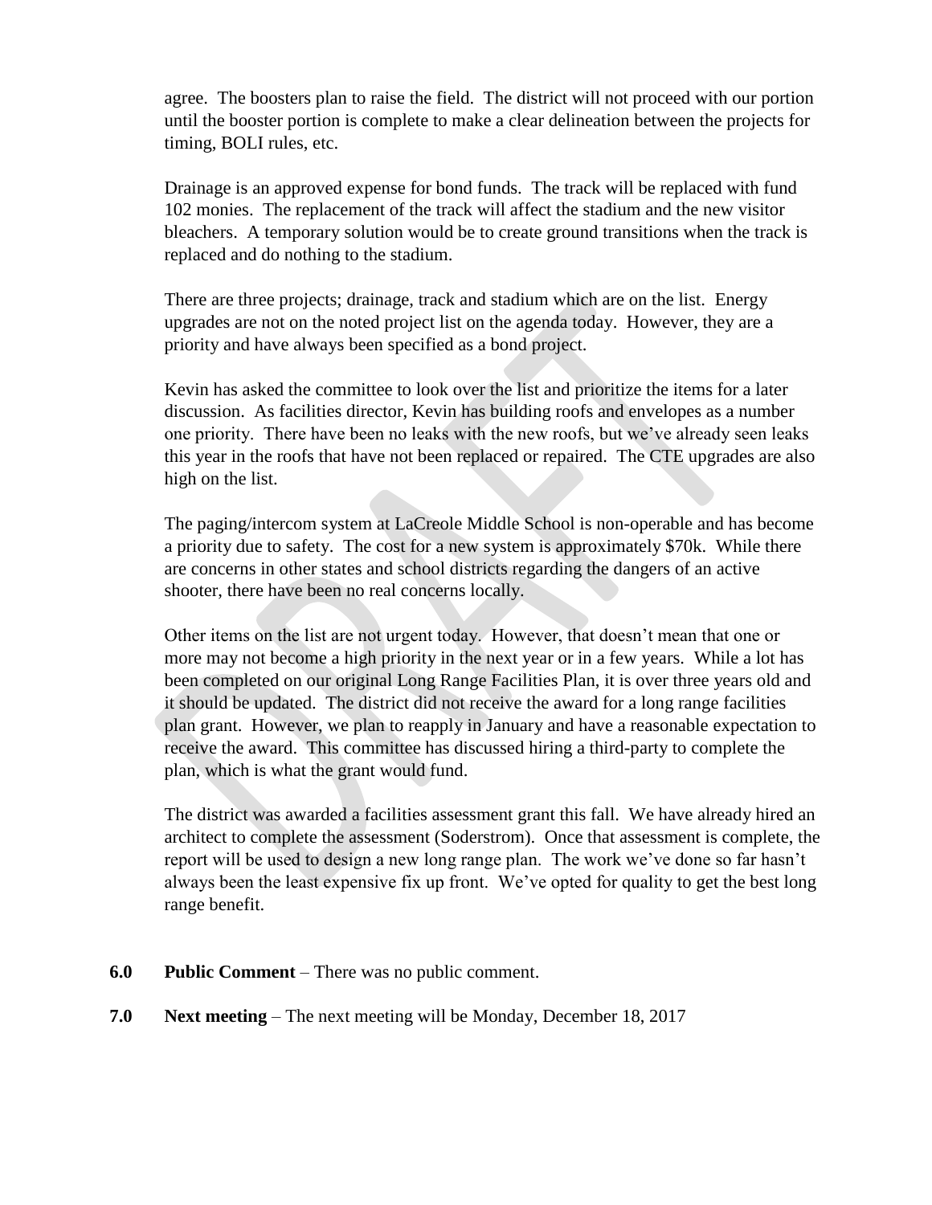agree. The boosters plan to raise the field. The district will not proceed with our portion until the booster portion is complete to make a clear delineation between the projects for timing, BOLI rules, etc.

Drainage is an approved expense for bond funds. The track will be replaced with fund 102 monies. The replacement of the track will affect the stadium and the new visitor bleachers. A temporary solution would be to create ground transitions when the track is replaced and do nothing to the stadium.

There are three projects; drainage, track and stadium which are on the list. Energy upgrades are not on the noted project list on the agenda today. However, they are a priority and have always been specified as a bond project.

Kevin has asked the committee to look over the list and prioritize the items for a later discussion. As facilities director, Kevin has building roofs and envelopes as a number one priority. There have been no leaks with the new roofs, but we've already seen leaks this year in the roofs that have not been replaced or repaired. The CTE upgrades are also high on the list.

The paging/intercom system at LaCreole Middle School is non-operable and has become a priority due to safety. The cost for a new system is approximately $70k. While there are concerns in other states and school districts regarding the dangers of an active shooter, there have been no real concerns locally.

Other items on the list are not urgent today. However, that doesn't mean that one or more may not become a high priority in the next year or in a few years. While a lot has been completed on our original Long Range Facilities Plan, it is over three years old and it should be updated. The district did not receive the award for a long range facilities plan grant. However, we plan to reapply in January and have a reasonable expectation to receive the award. This committee has discussed hiring a third-party to complete the plan, which is what the grant would fund.

The district was awarded a facilities assessment grant this fall. We have already hired an architect to complete the assessment (Soderstrom). Once that assessment is complete, the report will be used to design a new long range plan. The work we've done so far hasn't always been the least expensive fix up front. We've opted for quality to get the best long range benefit.

**6.0 Public Comment** – There was no public comment.

**7.0 Next meeting** – The next meeting will be Monday, December 18, 2017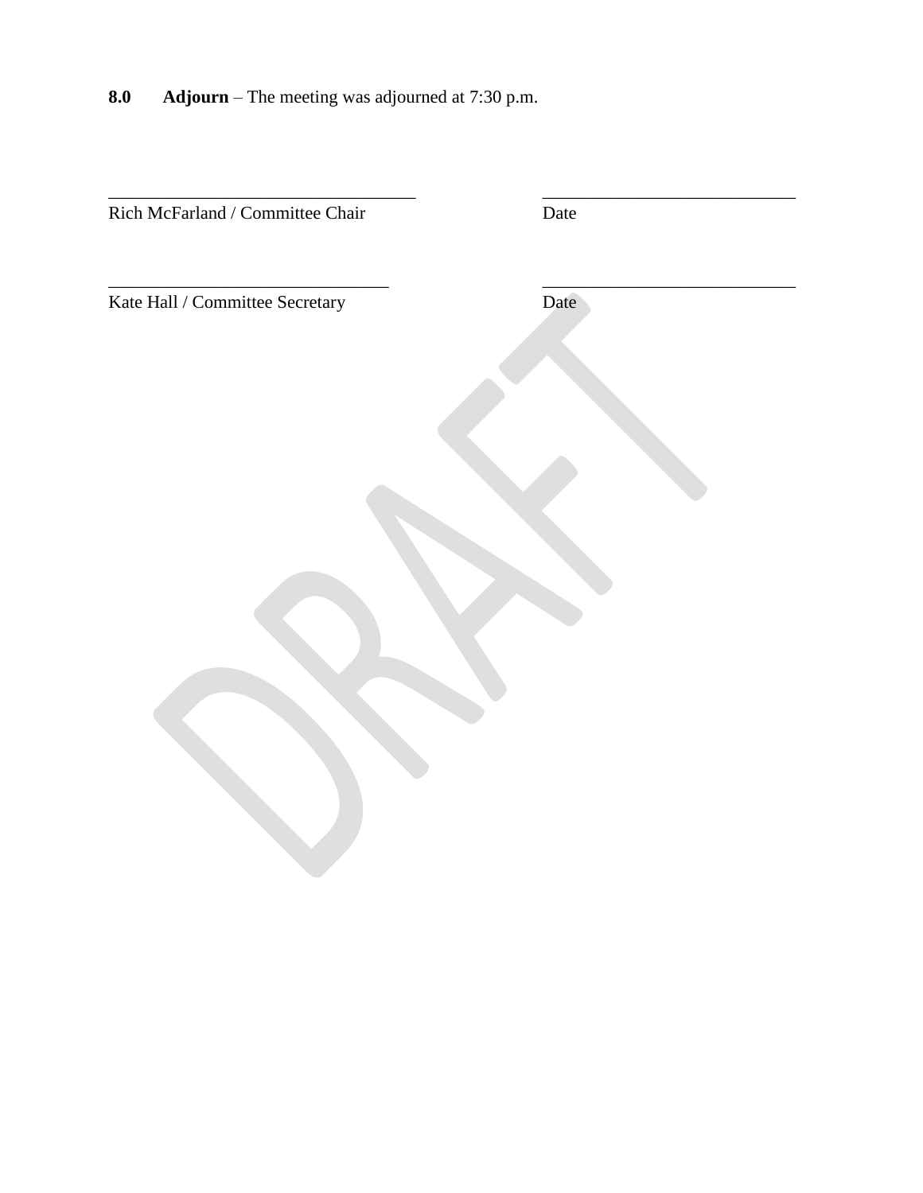**8.0 Adjourn** – The meeting was adjourned at 7:30 p.m.

\_\_\_\_\_\_\_\_\_\_\_\_\_\_\_\_\_\_\_\_\_\_\_\_\_\_\_\_\_\_\_\_\_\_ \_\_\_\_\_\_\_\_\_\_\_\_\_\_\_\_\_\_\_\_\_\_\_\_\_\_\_\_

Rich McFarland / Committee Chair Date

\_\_\_\_\_\_\_\_\_\_\_\_\_\_\_\_\_\_\_\_\_\_\_\_\_\_\_\_\_\_\_ \_\_\_\_\_\_\_\_\_\_\_\_\_\_\_\_\_\_\_\_\_\_\_\_\_\_\_\_

Kate Hall / Committee Secretary Date

DRAFT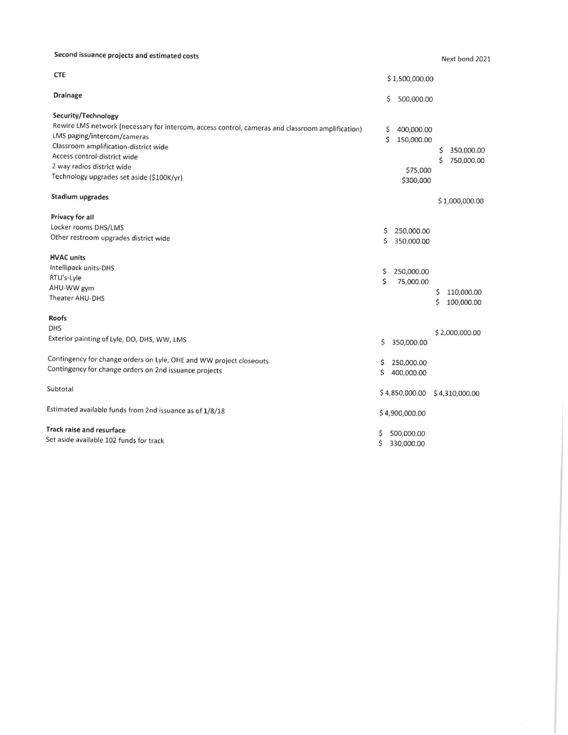| Second issuance projects and estimated costs | | Next bond 2021 |
|---|---|---|
| **CTE** | $ 1,500,000.00 | |
| **Drainage** | $ 500,000.00 | |
| **Security/Technology** | | |
| Rewire LMS network (necessary for intercom, access control, cameras and classroom amplification) | $ 400,000.00 | |
| LMS paging/intercom/cameras | $ 150,000.00 | |
| Classroom amplification-district wide | | $ 350,000.00 |
| Access control-district wide | | $ 750,000.00 |
| 2 way radios district wide | $75,000 | |
| Technology upgrades set aside ($100K/yr) | $300,000 | |
| **Stadium upgrades** | | $ 1,000,000.00 |
| **Privacy for all** | | |
| Locker rooms DHS/LMS | $ 250,000.00 | |
| Other restroom upgrades district wide | $ 350,000.00 | |
| **HVAC units** | | |
| Intellipack units-DHS | $ 250,000.00 | |
| RTU's-Lyle | $ 75,000.00 | |
| AHU-WW gym | | $ 110,000.00 |
| Theater AHU-DHS | | $ 100,000.00 |
| **Roofs** | | |
| DHS | | $ 2,000,000.00 |
| Exterior painting of Lyle, DO, DHS, WW, LMS | $ 350,000.00 | |
| Contingency for change orders on Lyle, OHE and WW project closeouts | $ 250,000.00 | |
| Contingency for change orders on 2nd issuance projects | $ 400,000.00 | |
| Subtotal | $ 4,850,000.00 | $ 4,310,000.00 |
| Estimated available funds from 2nd issuance as of 1/8/18 | $ 4,900,000.00 | |
| **Track raise and resurface** | $ 500,000.00 | |
| Set aside available 102 funds for track | $ 330,000.00 | |